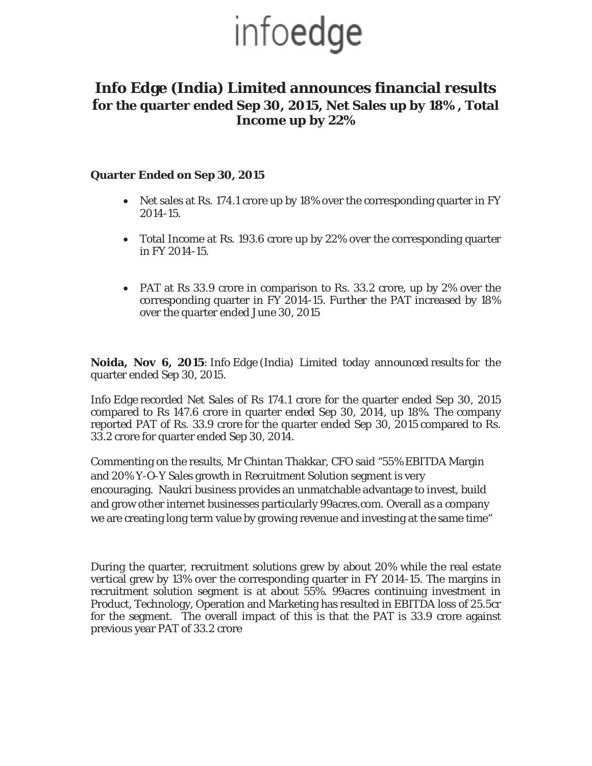infoedge

# Info Edge (India) Limited announces financial results

## for the quarter ended Sep 30, 2015, Net Sales up by 18%, Total Income up by 22%

**Quarter Ended on Sep 30, 2015**

- Net sales at Rs. 174.1 crore up by 18% over the corresponding quarter in FY 2014-15.
- Total Income at Rs. 193.6 crore up by 22% over the corresponding quarter in FY 2014-15.
- PAT at Rs 33.9 crore in comparison to Rs. 33.2 crore, up by 2% over the corresponding quarter in FY 2014-15. Further the PAT increased by 18% over the quarter ended June 30, 2015

**Noida, Nov 6, 2015**: Info Edge (India) Limited today announced results for the quarter ended Sep 30, 2015.

Info Edge recorded Net Sales of Rs 174.1 crore for the quarter ended Sep 30, 2015 compared to Rs 147.6 crore in quarter ended Sep 30, 2014, up 18%. The company reported PAT of Rs. 33.9 crore for the quarter ended Sep 30, 2015 compared to Rs. 33.2 crore for quarter ended Sep 30, 2014.

Commenting on the results, Mr Chintan Thakkar, CFO said "55% EBITDA Margin and 20% Y-O-Y Sales growth in Recruitment Solution segment is very encouraging. Naukri business provides an unmatchable advantage to invest, build and grow other internet businesses particularly 99acres.com. Overall as a company we are creating long term value by growing revenue and investing at the same time"

During the quarter, recruitment solutions grew by about 20% while the real estate vertical grew by 13% over the corresponding quarter in FY 2014-15. The margins in recruitment solution segment is at about 55%. 99acres continuing investment in Product, Technology, Operation and Marketing has resulted in EBITDA loss of 25.5cr for the segment. The overall impact of this is that the PAT is 33.9 crore against previous year PAT of 33.2 crore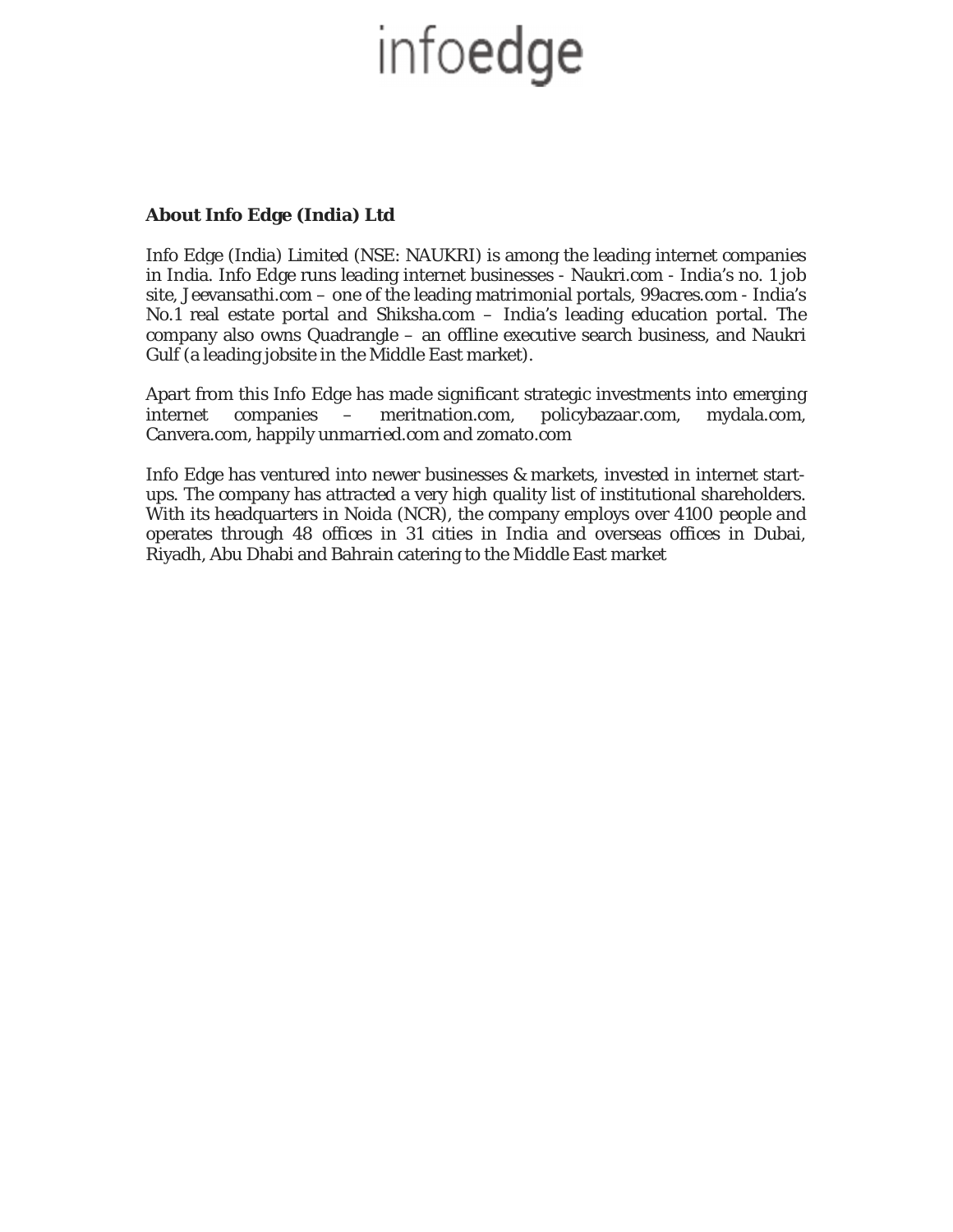infoedge

**About Info Edge (India) Ltd**

Info Edge (India) Limited (NSE: NAUKRI) is among the leading internet companies in India. Info Edge runs leading internet businesses - Naukri.com - India's no. 1 job site, Jeevansathi.com – one of the leading matrimonial portals, 99acres.com - India's No.1 real estate portal and Shiksha.com – India's leading education portal. The company also owns Quadrangle – an offline executive search business, and Naukri Gulf (a leading jobsite in the Middle East market).

Apart from this Info Edge has made significant strategic investments into emerging internet companies – meritnation.com, policybazaar.com, mydala.com, Canvera.com, happily unmarried.com and zomato.com

Info Edge has ventured into newer businesses & markets, invested in internet start-ups. The company has attracted a very high quality list of institutional shareholders. With its headquarters in Noida (NCR), the company employs over 4100 people and operates through 48 offices in 31 cities in India and overseas offices in Dubai, Riyadh, Abu Dhabi and Bahrain catering to the Middle East market